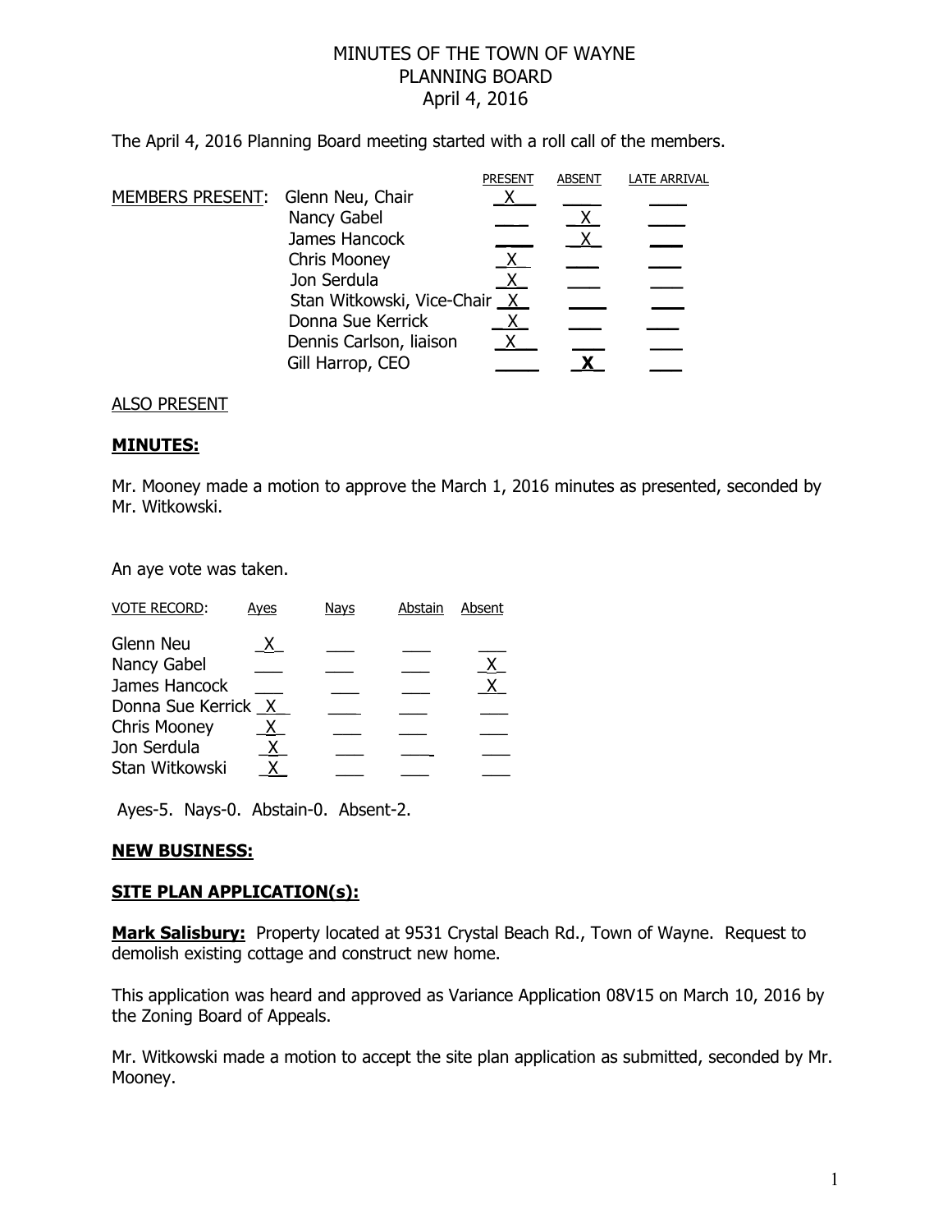# MINUTES OF THE TOWN OF WAYNE
# PLANNING BOARD
# April 4, 2016

The April 4, 2016 Planning Board meeting started with a roll call of the members.

| MEMBERS PRESENT: | | PRESENT | ABSENT | LATE ARRIVAL |
|---|---|---|---|---|
| | Glenn Neu, Chair | X | | |
| | Nancy Gabel | | X | |
| | James Hancock | | X | |
| | Chris Mooney | X | | |
| | Jon Serdula | X | | |
| | Stan Witkowski, Vice-Chair | X | | |
| | Donna Sue Kerrick | X | | |
| | Dennis Carlson, liaison | X | | |
| | Gill Harrop, CEO | | **X** | |

ALSO PRESENT

**MINUTES:**

Mr. Mooney made a motion to approve the March 1, 2016 minutes as presented, seconded by Mr. Witkowski.

An aye vote was taken.

| VOTE RECORD: | Ayes | Nays | Abstain | Absent |
|---|---|---|---|---|
| Glenn Neu | X | | | |
| Nancy Gabel | | | | X |
| James Hancock | | | | X |
| Donna Sue Kerrick | X | | | |
| Chris Mooney | X | | | |
| Jon Serdula | X | | | |
| Stan Witkowski | X | | | |

Ayes-5. Nays-0. Abstain-0. Absent-2.

**NEW BUSINESS:**

**SITE PLAN APPLICATION(s):**

**Mark Salisbury:** Property located at 9531 Crystal Beach Rd., Town of Wayne. Request to demolish existing cottage and construct new home.

This application was heard and approved as Variance Application 08V15 on March 10, 2016 by the Zoning Board of Appeals.

Mr. Witkowski made a motion to accept the site plan application as submitted, seconded by Mr. Mooney.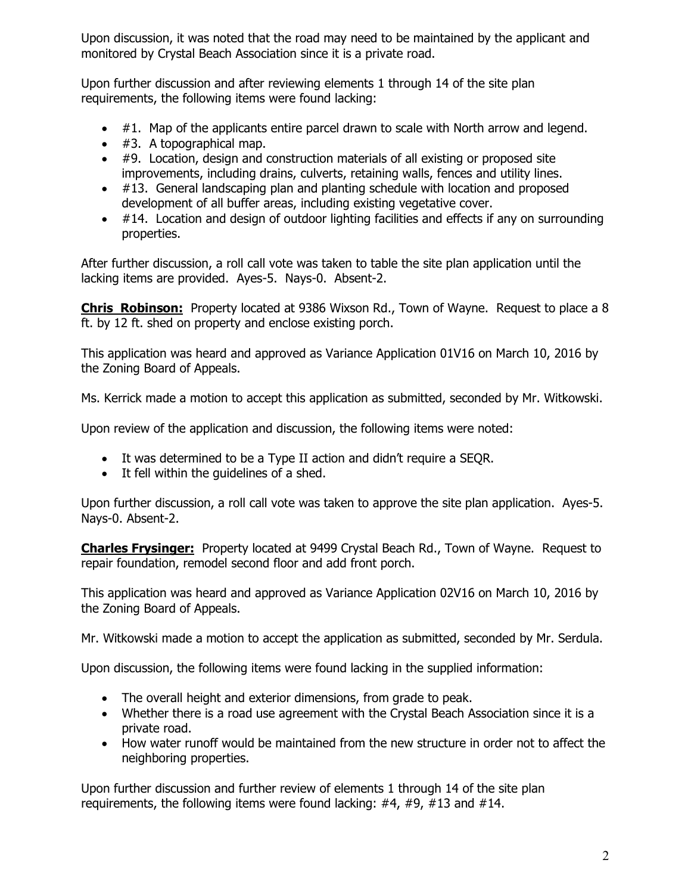Upon discussion, it was noted that the road may need to be maintained by the applicant and monitored by Crystal Beach Association since it is a private road.

Upon further discussion and after reviewing elements 1 through 14 of the site plan requirements, the following items were found lacking:

- #1. Map of the applicants entire parcel drawn to scale with North arrow and legend.
- #3. A topographical map.
- #9. Location, design and construction materials of all existing or proposed site improvements, including drains, culverts, retaining walls, fences and utility lines.
- #13. General landscaping plan and planting schedule with location and proposed development of all buffer areas, including existing vegetative cover.
- #14. Location and design of outdoor lighting facilities and effects if any on surrounding properties.

After further discussion, a roll call vote was taken to table the site plan application until the lacking items are provided. Ayes-5. Nays-0. Absent-2.

**Chris Robinson:** Property located at 9386 Wixson Rd., Town of Wayne. Request to place a 8 ft. by 12 ft. shed on property and enclose existing porch.

This application was heard and approved as Variance Application 01V16 on March 10, 2016 by the Zoning Board of Appeals.

Ms. Kerrick made a motion to accept this application as submitted, seconded by Mr. Witkowski.

Upon review of the application and discussion, the following items were noted:

- It was determined to be a Type II action and didn't require a SEQR.
- It fell within the guidelines of a shed.

Upon further discussion, a roll call vote was taken to approve the site plan application. Ayes-5. Nays-0. Absent-2.

**Charles Frysinger:** Property located at 9499 Crystal Beach Rd., Town of Wayne. Request to repair foundation, remodel second floor and add front porch.

This application was heard and approved as Variance Application 02V16 on March 10, 2016 by the Zoning Board of Appeals.

Mr. Witkowski made a motion to accept the application as submitted, seconded by Mr. Serdula.

Upon discussion, the following items were found lacking in the supplied information:

- The overall height and exterior dimensions, from grade to peak.
- Whether there is a road use agreement with the Crystal Beach Association since it is a private road.
- How water runoff would be maintained from the new structure in order not to affect the neighboring properties.

Upon further discussion and further review of elements 1 through 14 of the site plan requirements, the following items were found lacking: #4, #9, #13 and #14.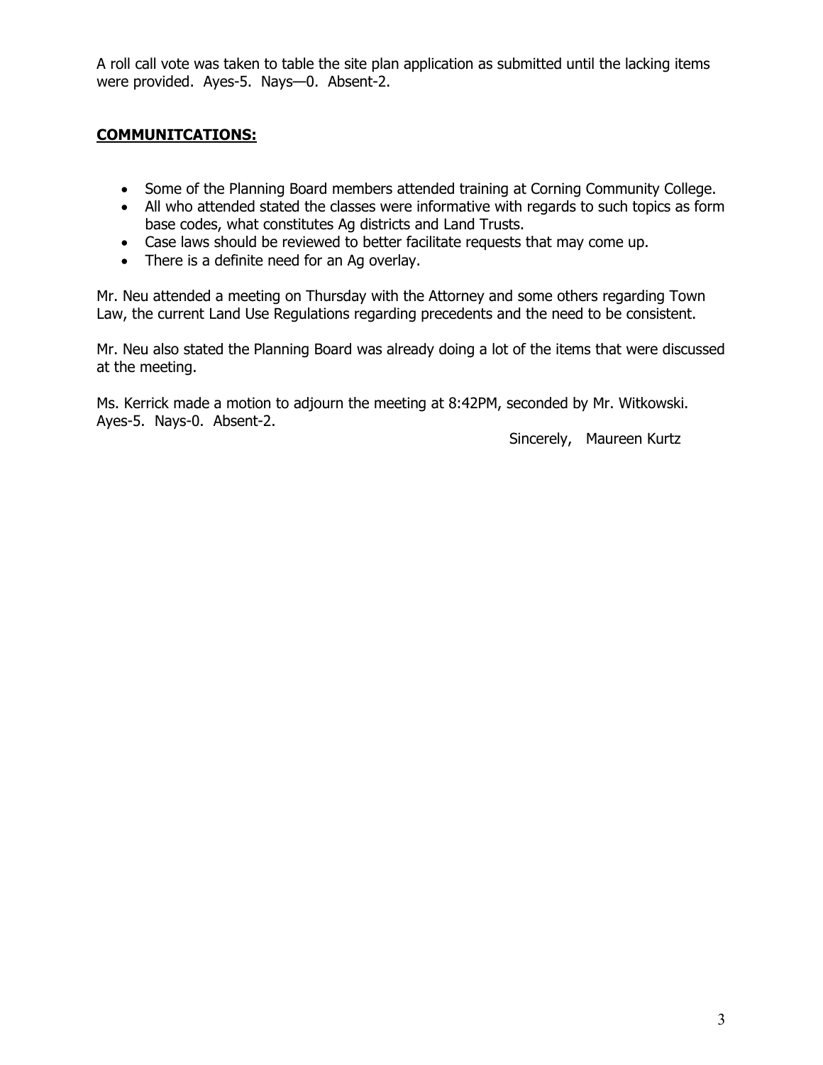A roll call vote was taken to table the site plan application as submitted until the lacking items were provided. Ayes-5. Nays—0. Absent-2.

## **COMMUNITCATIONS:**

- Some of the Planning Board members attended training at Corning Community College.
- All who attended stated the classes were informative with regards to such topics as form base codes, what constitutes Ag districts and Land Trusts.
- Case laws should be reviewed to better facilitate requests that may come up.
- There is a definite need for an Ag overlay.

Mr. Neu attended a meeting on Thursday with the Attorney and some others regarding Town Law, the current Land Use Regulations regarding precedents and the need to be consistent.

Mr. Neu also stated the Planning Board was already doing a lot of the items that were discussed at the meeting.

Ms. Kerrick made a motion to adjourn the meeting at 8:42PM, seconded by Mr. Witkowski. Ayes-5. Nays-0. Absent-2.

Sincerely, Maureen Kurtz